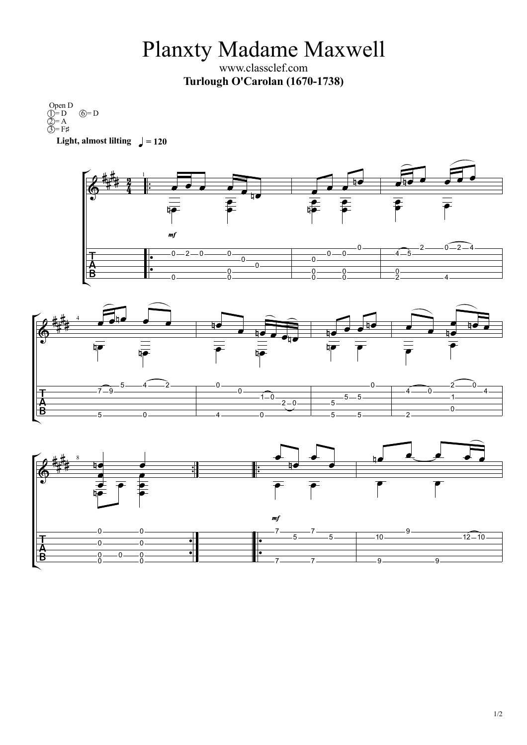# Planxty Madame Maxwell

www.classclef.com

**Turlough O'Carolan (1670-1738)**

Open D
① = D ⑥ = D
② = A
③ = F♯

**Light, almost lilting** ♩ = 120